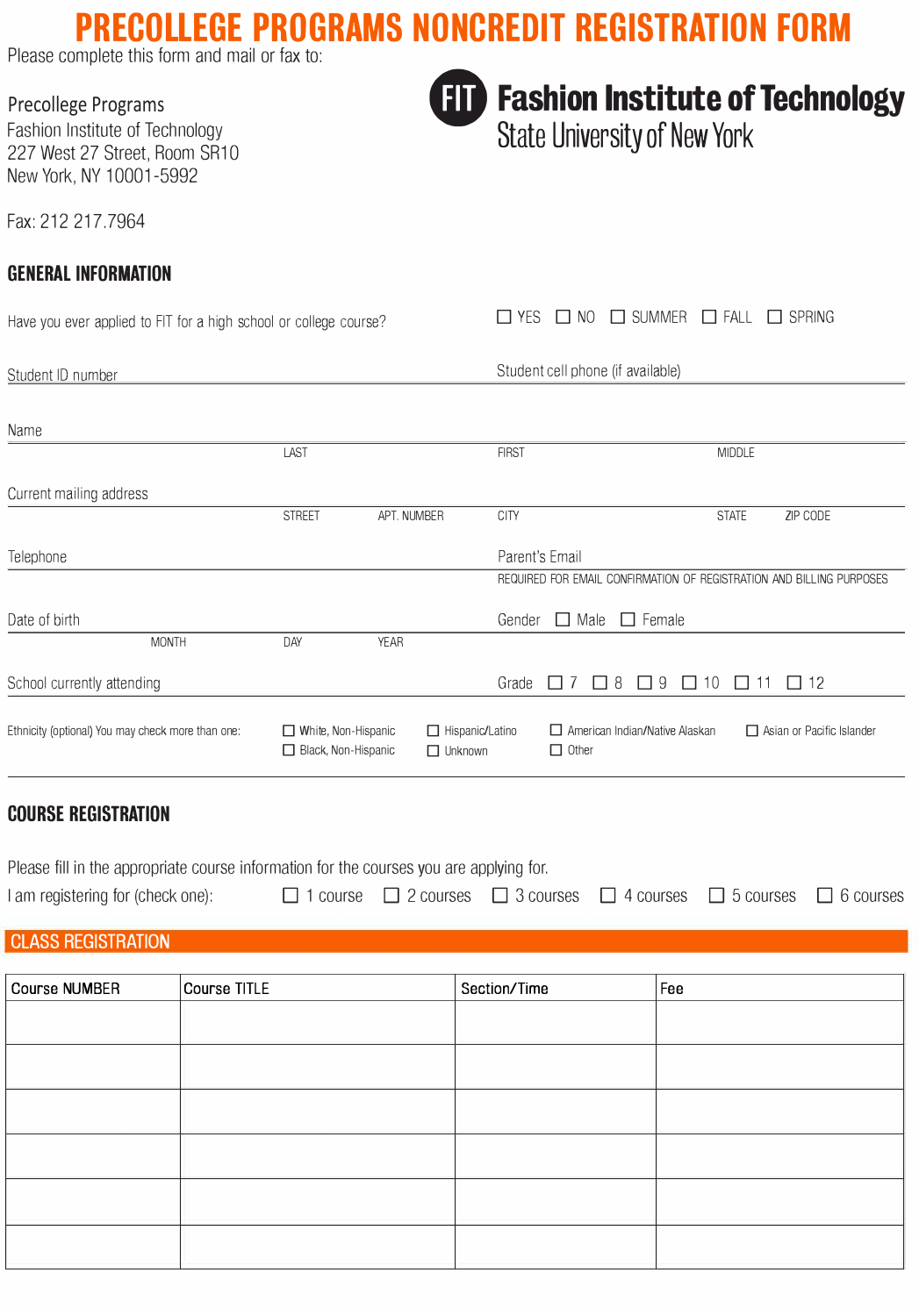# PRECOLLEGE PROGRAMS NONCREDIT REGISTRATION FORM

Please complete this form and mail or fax to:

Precollege Programs
Fashion Institute of Technology
227 West 27 Street, Room SR10
New York, NY 10001-5992

Fax: 212 217.7964

**Fashion Institute of Technology**
State University of New York

## GENERAL INFORMATION

Have you ever applied to FIT for a high school or college course? ☐ YES ☐ NO ☐ SUMMER ☐ FALL ☐ SPRING

Student ID number ____________________ Student cell phone (if available) ____________________

Name ____________________
LAST FIRST MIDDLE

Current mailing address ____________________
STREET APT. NUMBER CITY STATE ZIP CODE

Telephone ____________________ Parent's Email ____________________
REQUIRED FOR EMAIL CONFIRMATION OF REGISTRATION AND BILLING PURPOSES

Date of birth ____________________ Gender ☐ Male ☐ Female
MONTH DAY YEAR

School currently attending ____________________ Grade ☐ 7 ☐ 8 ☐ 9 ☐ 10 ☐ 11 ☐ 12

Ethnicity (optional) You may check more than one: ☐ White, Non-Hispanic ☐ Black, Non-Hispanic ☐ Hispanic/Latino ☐ Unknown ☐ American Indian/Native Alaskan ☐ Other ☐ Asian or Pacific Islander

## COURSE REGISTRATION

Please fill in the appropriate course information for the courses you are applying for.

I am registering for (check one): ☐ 1 course ☐ 2 courses ☐ 3 courses ☐ 4 courses ☐ 5 courses ☐ 6 courses

### CLASS REGISTRATION

| Course NUMBER | Course TITLE | Section/Time | Fee |
|---|---|---|---|
| | | | |
| | | | |
| | | | |
| | | | |
| | | | |
| | | | |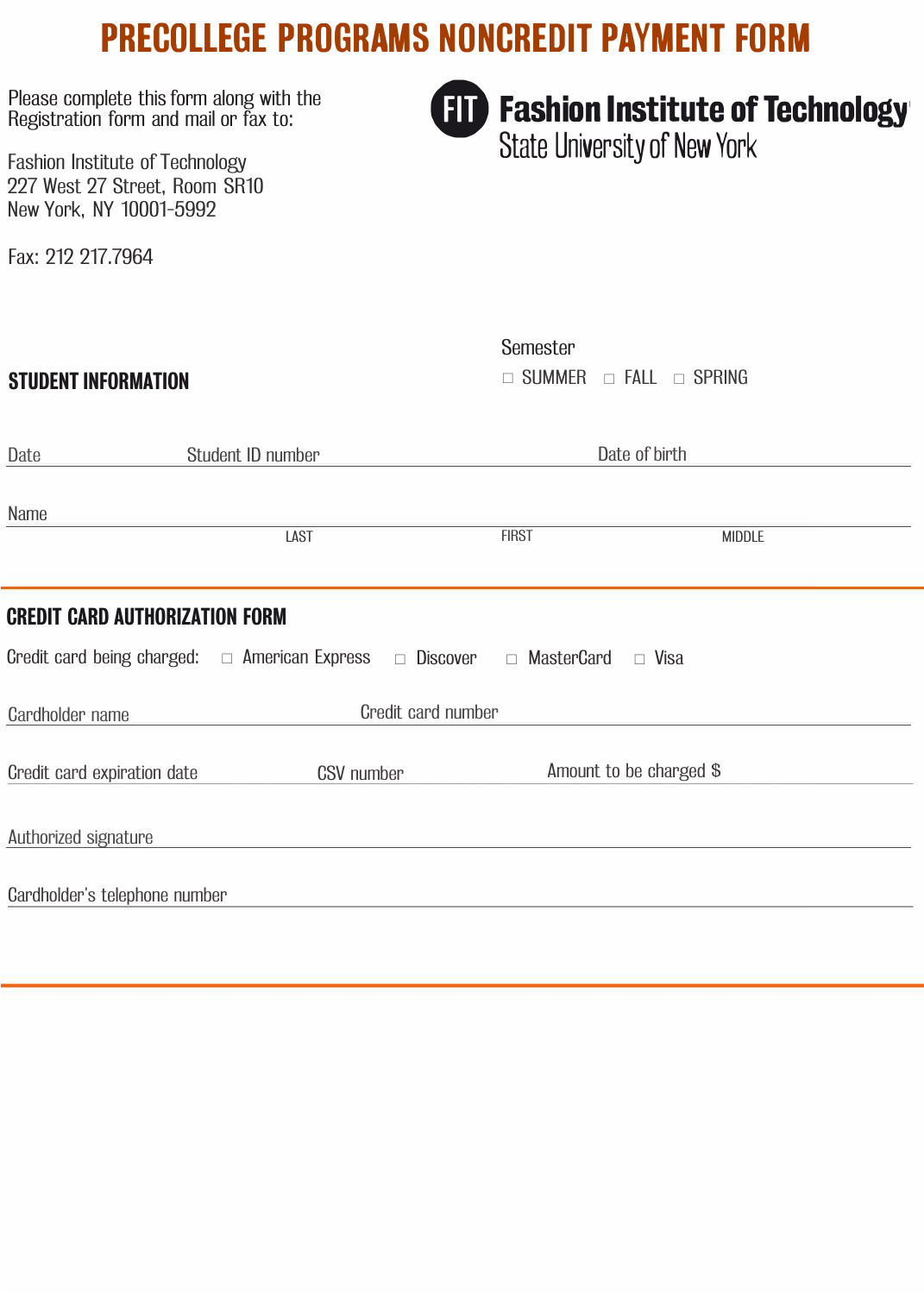# PRECOLLEGE PROGRAMS NONCREDIT PAYMENT FORM

Please complete this form along with the Registration form and mail or fax to:

Fashion Institute of Technology
227 West 27 Street, Room SR10
New York, NY 10001-5992

Fax: 212 217.7964

**Fashion Institute of Technology**
State University of New York

## STUDENT INFORMATION

Semester
☐ SUMMER ☐ FALL ☐ SPRING

Date ______ Student ID number ______ Date of birth ______

Name ______
LAST FIRST MIDDLE

## CREDIT CARD AUTHORIZATION FORM

Credit card being charged: ☐ American Express ☐ Discover ☐ MasterCard ☐ Visa

Cardholder name ______ Credit card number ______

Credit card expiration date ______ CSV number ______ Amount to be charged $ ______

Authorized signature ______

Cardholder's telephone number ______